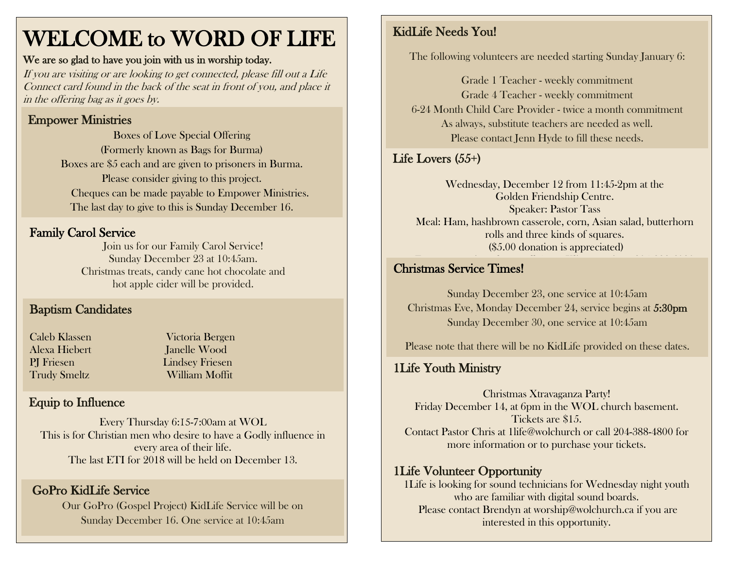# WELCOME to WORD OF LIFE

**We are so glad to have you join with us in worship today.**

*If you are visiting or are looking to get connected, please fill out a Life Connect card found in the back of the seat in front of you, and place it in the offering bag as it goes by.*

## Empower Ministries

Boxes of Love Special Offering
(Formerly known as Bags for Burma)
Boxes are $5 each and are given to prisoners in Burma.
Please consider giving to this project.
Cheques can be made payable to Empower Ministries.
The last day to give to this is Sunday December 16.

## Family Carol Service

Join us for our Family Carol Service!
Sunday December 23 at 10:45am.
Christmas treats, candy cane hot chocolate and hot apple cider will be provided.

## Baptism Candidates

| | |
|---|---|
| Caleb Klassen | Victoria Bergen |
| Alexa Hiebert | Janelle Wood |
| PJ Friesen | Lindsey Friesen |
| Trudy Smeltz | William Moffit |

## Equip to Influence

Every Thursday 6:15-7:00am at WOL
This is for Christian men who desire to have a Godly influence in every area of their life.
The last ETI for 2018 will be held on December 13.

## GoPro KidLife Service

Our GoPro (Gospel Project) KidLife Service will be on Sunday December 16. One service at 10:45am

## KidLife Needs You!

The following volunteers are needed starting Sunday January 6:

Grade 1 Teacher - weekly commitment
Grade 4 Teacher - weekly commitment
6-24 Month Child Care Provider - twice a month commitment
As always, substitute teachers are needed as well.
Please contact Jenn Hyde to fill these needs.

## Life Lovers (55+)

Wednesday, December 12 from 11:45-2pm at the Golden Friendship Centre.
Speaker: Pastor Tass
Meal: Ham, hashbrown casserole, corn, Asian salad, butterhorn rolls and three kinds of squares.
($5.00 donation is appreciated)

## Christmas Service Times!

Sunday December 23, one service at 10:45am
Christmas Eve, Monday December 24, service begins at 5:30pm
Sunday December 30, one service at 10:45am

Please note that there will be no KidLife provided on these dates.

## 1Life Youth Ministry

Christmas Xtravaganza Party!
Friday December 14, at 6pm in the WOL church basement.
Tickets are $15.
Contact Pastor Chris at 1life@wolchurch or call 204-388-4800 for more information or to purchase your tickets.

## 1Life Volunteer Opportunity

1Life is looking for sound technicians for Wednesday night youth who are familiar with digital sound boards.
Please contact Brendyn at worship@wolchurch.ca if you are interested in this opportunity.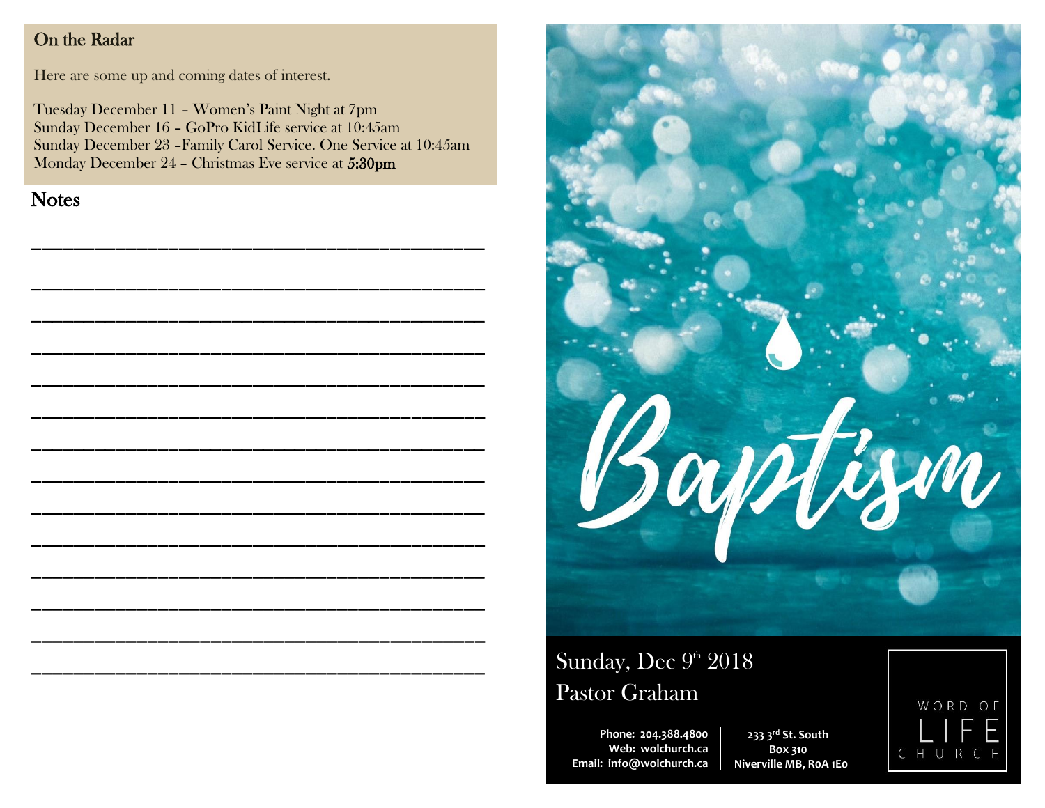## On the Radar

Here are some up and coming dates of interest.

Tuesday December 11 – Women's Paint Night at 7pm
Sunday December 16 – GoPro KidLife service at 10:45am
Sunday December 23 –Family Carol Service. One Service at 10:45am
Monday December 24 – Christmas Eve service at **5:30pm**

## Notes

______________________________________________

______________________________________________

______________________________________________

______________________________________________

______________________________________________

______________________________________________

______________________________________________

______________________________________________

______________________________________________

______________________________________________

______________________________________________

______________________________________________

______________________________________________

______________________________________________

# Baptism

Sunday, Dec 9th 2018
Pastor Graham

**Phone: 204.388.4800**
**Web: wolchurch.ca**
**Email: info@wolchurch.ca**

**233 3rd St. South**
**Box 310**
**Niverville MB, R0A 1E0**

WORD OF LIFE CHURCH